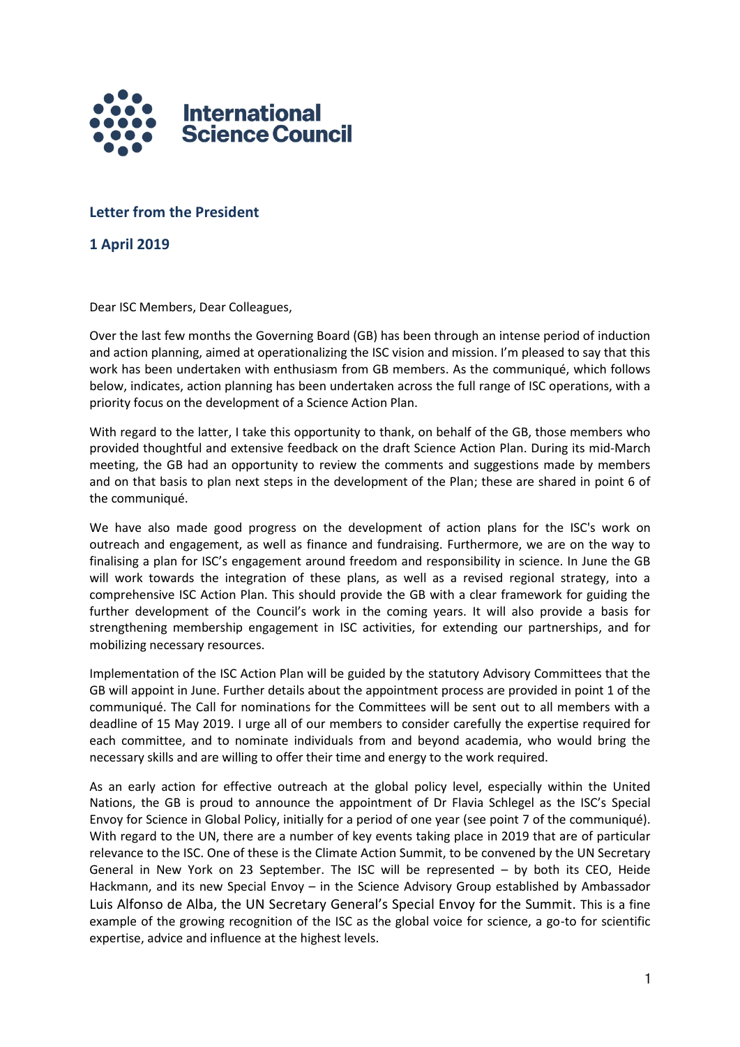International Science Council

## Letter from the President

## 1 April 2019

Dear ISC Members, Dear Colleagues,

Over the last few months the Governing Board (GB) has been through an intense period of induction and action planning, aimed at operationalizing the ISC vision and mission. I'm pleased to say that this work has been undertaken with enthusiasm from GB members. As the communiqué, which follows below, indicates, action planning has been undertaken across the full range of ISC operations, with a priority focus on the development of a Science Action Plan.

With regard to the latter, I take this opportunity to thank, on behalf of the GB, those members who provided thoughtful and extensive feedback on the draft Science Action Plan. During its mid-March meeting, the GB had an opportunity to review the comments and suggestions made by members and on that basis to plan next steps in the development of the Plan; these are shared in point 6 of the communiqué.

We have also made good progress on the development of action plans for the ISC's work on outreach and engagement, as well as finance and fundraising. Furthermore, we are on the way to finalising a plan for ISC's engagement around freedom and responsibility in science. In June the GB will work towards the integration of these plans, as well as a revised regional strategy, into a comprehensive ISC Action Plan. This should provide the GB with a clear framework for guiding the further development of the Council's work in the coming years. It will also provide a basis for strengthening membership engagement in ISC activities, for extending our partnerships, and for mobilizing necessary resources.

Implementation of the ISC Action Plan will be guided by the statutory Advisory Committees that the GB will appoint in June. Further details about the appointment process are provided in point 1 of the communiqué. The Call for nominations for the Committees will be sent out to all members with a deadline of 15 May 2019. I urge all of our members to consider carefully the expertise required for each committee, and to nominate individuals from and beyond academia, who would bring the necessary skills and are willing to offer their time and energy to the work required.

As an early action for effective outreach at the global policy level, especially within the United Nations, the GB is proud to announce the appointment of Dr Flavia Schlegel as the ISC's Special Envoy for Science in Global Policy, initially for a period of one year (see point 7 of the communiqué). With regard to the UN, there are a number of key events taking place in 2019 that are of particular relevance to the ISC. One of these is the Climate Action Summit, to be convened by the UN Secretary General in New York on 23 September. The ISC will be represented – by both its CEO, Heide Hackmann, and its new Special Envoy – in the Science Advisory Group established by Ambassador Luis Alfonso de Alba, the UN Secretary General's Special Envoy for the Summit. This is a fine example of the growing recognition of the ISC as the global voice for science, a go-to for scientific expertise, advice and influence at the highest levels.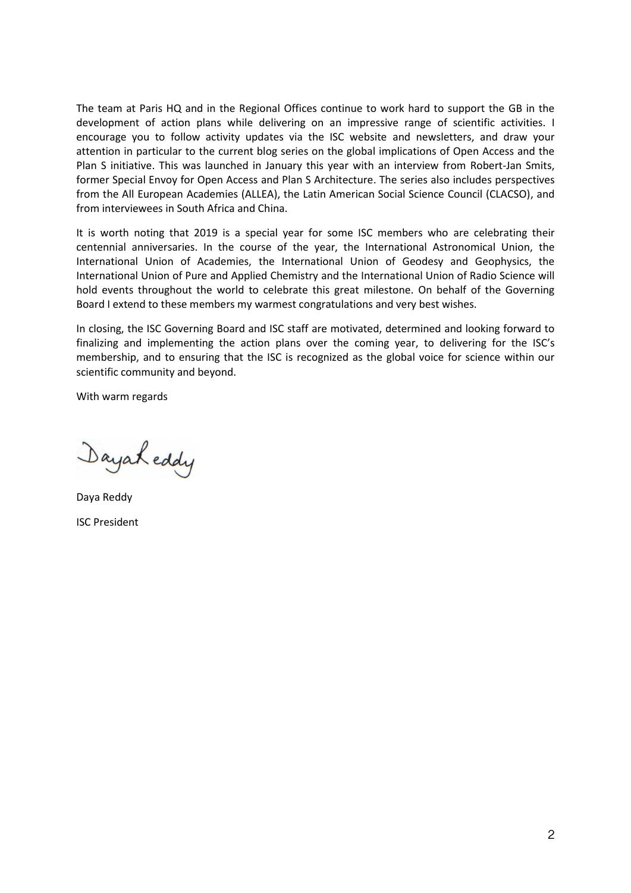The team at Paris HQ and in the Regional Offices continue to work hard to support the GB in the development of action plans while delivering on an impressive range of scientific activities. I encourage you to follow activity updates via the ISC website and newsletters, and draw your attention in particular to the current blog series on the global implications of Open Access and the Plan S initiative. This was launched in January this year with an interview from Robert-Jan Smits, former Special Envoy for Open Access and Plan S Architecture. The series also includes perspectives from the All European Academies (ALLEA), the Latin American Social Science Council (CLACSO), and from interviewees in South Africa and China.

It is worth noting that 2019 is a special year for some ISC members who are celebrating their centennial anniversaries. In the course of the year, the International Astronomical Union, the International Union of Academies, the International Union of Geodesy and Geophysics, the International Union of Pure and Applied Chemistry and the International Union of Radio Science will hold events throughout the world to celebrate this great milestone. On behalf of the Governing Board I extend to these members my warmest congratulations and very best wishes.

In closing, the ISC Governing Board and ISC staff are motivated, determined and looking forward to finalizing and implementing the action plans over the coming year, to delivering for the ISC's membership, and to ensuring that the ISC is recognized as the global voice for science within our scientific community and beyond.

With warm regards

Daya Reddy

Daya Reddy

ISC President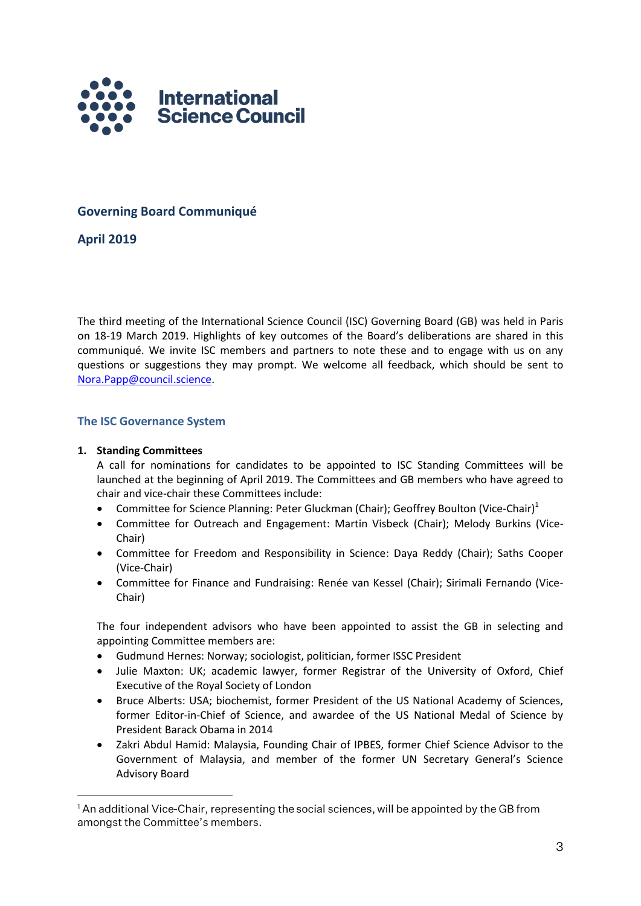International Science Council

## Governing Board Communiqué

## April 2019

The third meeting of the International Science Council (ISC) Governing Board (GB) was held in Paris on 18-19 March 2019. Highlights of key outcomes of the Board's deliberations are shared in this communiqué. We invite ISC members and partners to note these and to engage with us on any questions or suggestions they may prompt. We welcome all feedback, which should be sent to Nora.Papp@council.science.

### The ISC Governance System

1. **Standing Committees**

   A call for nominations for candidates to be appointed to ISC Standing Committees will be launched at the beginning of April 2019. The Committees and GB members who have agreed to chair and vice-chair these Committees include:

   - Committee for Science Planning: Peter Gluckman (Chair); Geoffrey Boulton (Vice-Chair)[1]
   - Committee for Outreach and Engagement: Martin Visbeck (Chair); Melody Burkins (Vice-Chair)
   - Committee for Freedom and Responsibility in Science: Daya Reddy (Chair); Saths Cooper (Vice-Chair)
   - Committee for Finance and Fundraising: Renée van Kessel (Chair); Sirimali Fernando (Vice-Chair)

   The four independent advisors who have been appointed to assist the GB in selecting and appointing Committee members are:

   - Gudmund Hernes: Norway; sociologist, politician, former ISSC President
   - Julie Maxton: UK; academic lawyer, former Registrar of the University of Oxford, Chief Executive of the Royal Society of London
   - Bruce Alberts: USA; biochemist, former President of the US National Academy of Sciences, former Editor-in-Chief of Science, and awardee of the US National Medal of Science by President Barack Obama in 2014
   - Zakri Abdul Hamid: Malaysia, Founding Chair of IPBES, former Chief Science Advisor to the Government of Malaysia, and member of the former UN Secretary General's Science Advisory Board

[1] An additional Vice-Chair, representing the social sciences, will be appointed by the GB from amongst the Committee's members.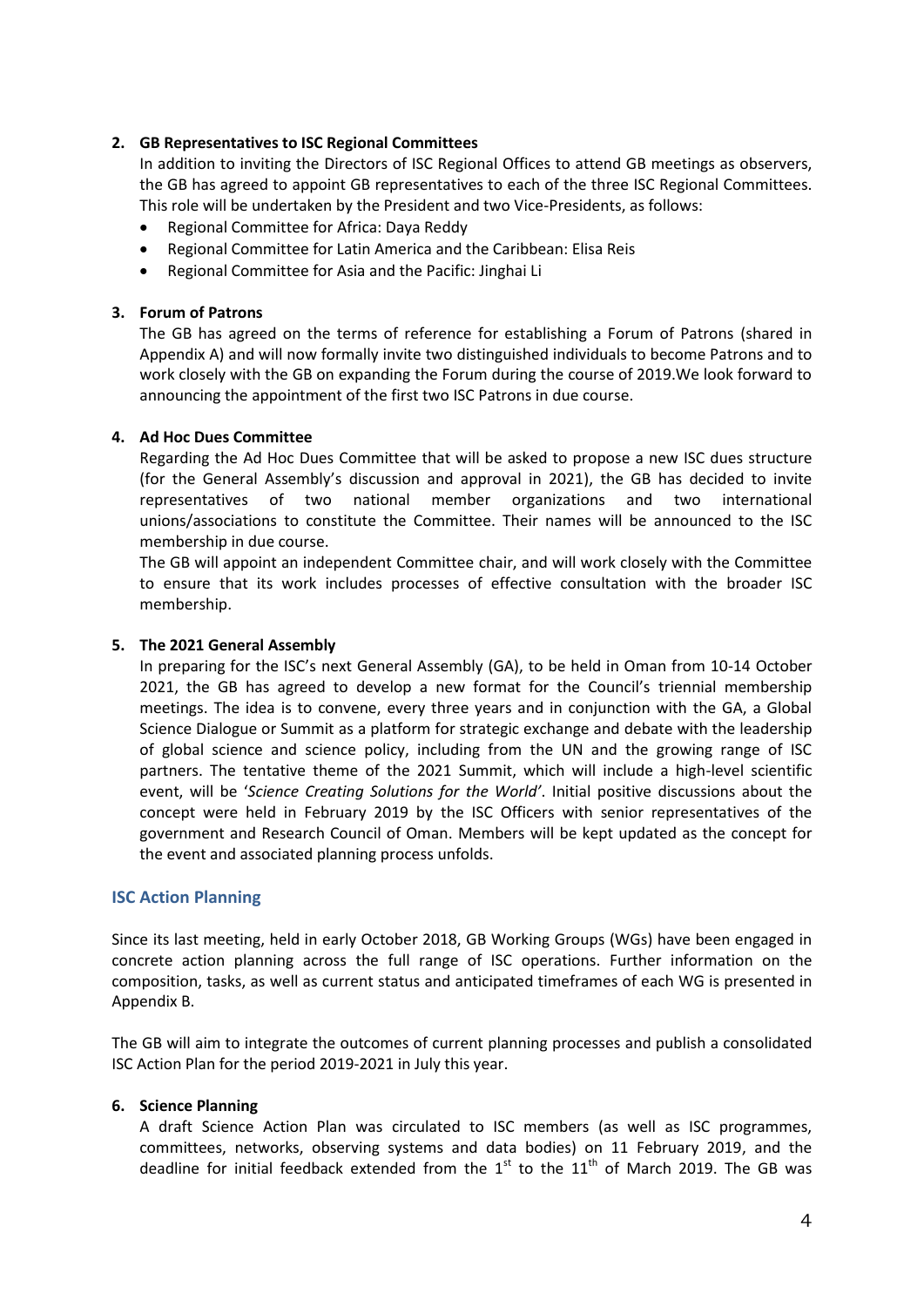2. **GB Representatives to ISC Regional Committees**

   In addition to inviting the Directors of ISC Regional Offices to attend GB meetings as observers, the GB has agreed to appoint GB representatives to each of the three ISC Regional Committees. This role will be undertaken by the President and two Vice-Presidents, as follows:

   - Regional Committee for Africa: Daya Reddy
   - Regional Committee for Latin America and the Caribbean: Elisa Reis
   - Regional Committee for Asia and the Pacific: Jinghai Li

3. **Forum of Patrons**

   The GB has agreed on the terms of reference for establishing a Forum of Patrons (shared in Appendix A) and will now formally invite two distinguished individuals to become Patrons and to work closely with the GB on expanding the Forum during the course of 2019.We look forward to announcing the appointment of the first two ISC Patrons in due course.

4. **Ad Hoc Dues Committee**

   Regarding the Ad Hoc Dues Committee that will be asked to propose a new ISC dues structure (for the General Assembly's discussion and approval in 2021), the GB has decided to invite representatives of two national member organizations and two international unions/associations to constitute the Committee. Their names will be announced to the ISC membership in due course.

   The GB will appoint an independent Committee chair, and will work closely with the Committee to ensure that its work includes processes of effective consultation with the broader ISC membership.

5. **The 2021 General Assembly**

   In preparing for the ISC's next General Assembly (GA), to be held in Oman from 10-14 October 2021, the GB has agreed to develop a new format for the Council's triennial membership meetings. The idea is to convene, every three years and in conjunction with the GA, a Global Science Dialogue or Summit as a platform for strategic exchange and debate with the leadership of global science and science policy, including from the UN and the growing range of ISC partners. The tentative theme of the 2021 Summit, which will include a high-level scientific event, will be '*Science Creating Solutions for the World'*. Initial positive discussions about the concept were held in February 2019 by the ISC Officers with senior representatives of the government and Research Council of Oman. Members will be kept updated as the concept for the event and associated planning process unfolds.

## ISC Action Planning

Since its last meeting, held in early October 2018, GB Working Groups (WGs) have been engaged in concrete action planning across the full range of ISC operations. Further information on the composition, tasks, as well as current status and anticipated timeframes of each WG is presented in Appendix B.

The GB will aim to integrate the outcomes of current planning processes and publish a consolidated ISC Action Plan for the period 2019-2021 in July this year.

6. **Science Planning**

   A draft Science Action Plan was circulated to ISC members (as well as ISC programmes, committees, networks, observing systems and data bodies) on 11 February 2019, and the deadline for initial feedback extended from the 1st to the 11th of March 2019. The GB was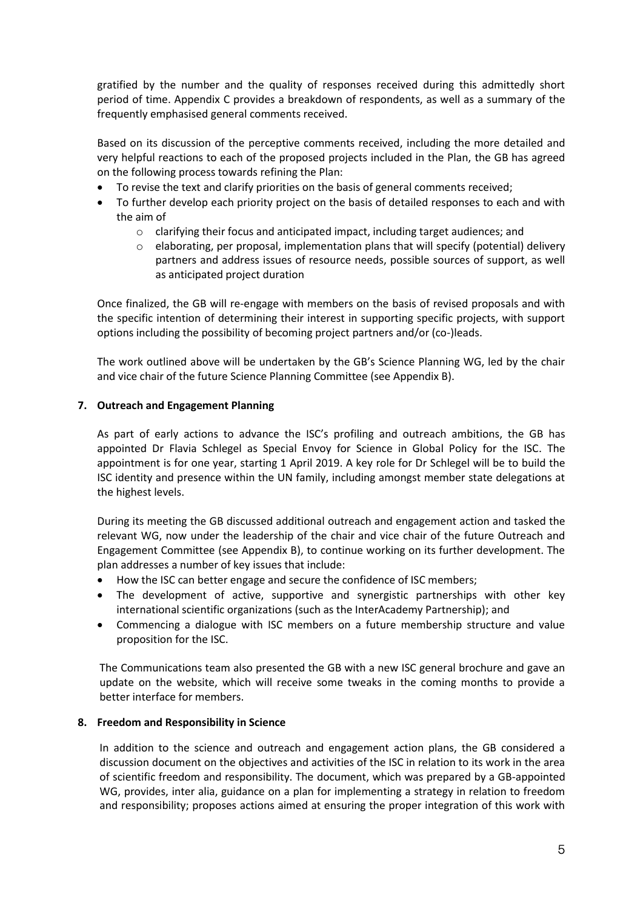gratified by the number and the quality of responses received during this admittedly short period of time. Appendix C provides a breakdown of respondents, as well as a summary of the frequently emphasised general comments received.

Based on its discussion of the perceptive comments received, including the more detailed and very helpful reactions to each of the proposed projects included in the Plan, the GB has agreed on the following process towards refining the Plan:

- To revise the text and clarify priorities on the basis of general comments received;
- To further develop each priority project on the basis of detailed responses to each and with the aim of
  - clarifying their focus and anticipated impact, including target audiences; and
  - elaborating, per proposal, implementation plans that will specify (potential) delivery partners and address issues of resource needs, possible sources of support, as well as anticipated project duration

Once finalized, the GB will re-engage with members on the basis of revised proposals and with the specific intention of determining their interest in supporting specific projects, with support options including the possibility of becoming project partners and/or (co-)leads.

The work outlined above will be undertaken by the GB's Science Planning WG, led by the chair and vice chair of the future Science Planning Committee (see Appendix B).

## 7. Outreach and Engagement Planning

As part of early actions to advance the ISC's profiling and outreach ambitions, the GB has appointed Dr Flavia Schlegel as Special Envoy for Science in Global Policy for the ISC. The appointment is for one year, starting 1 April 2019. A key role for Dr Schlegel will be to build the ISC identity and presence within the UN family, including amongst member state delegations at the highest levels.

During its meeting the GB discussed additional outreach and engagement action and tasked the relevant WG, now under the leadership of the chair and vice chair of the future Outreach and Engagement Committee (see Appendix B), to continue working on its further development. The plan addresses a number of key issues that include:

- How the ISC can better engage and secure the confidence of ISC members;
- The development of active, supportive and synergistic partnerships with other key international scientific organizations (such as the InterAcademy Partnership); and
- Commencing a dialogue with ISC members on a future membership structure and value proposition for the ISC.

The Communications team also presented the GB with a new ISC general brochure and gave an update on the website, which will receive some tweaks in the coming months to provide a better interface for members.

## 8. Freedom and Responsibility in Science

In addition to the science and outreach and engagement action plans, the GB considered a discussion document on the objectives and activities of the ISC in relation to its work in the area of scientific freedom and responsibility. The document, which was prepared by a GB-appointed WG, provides, inter alia, guidance on a plan for implementing a strategy in relation to freedom and responsibility; proposes actions aimed at ensuring the proper integration of this work with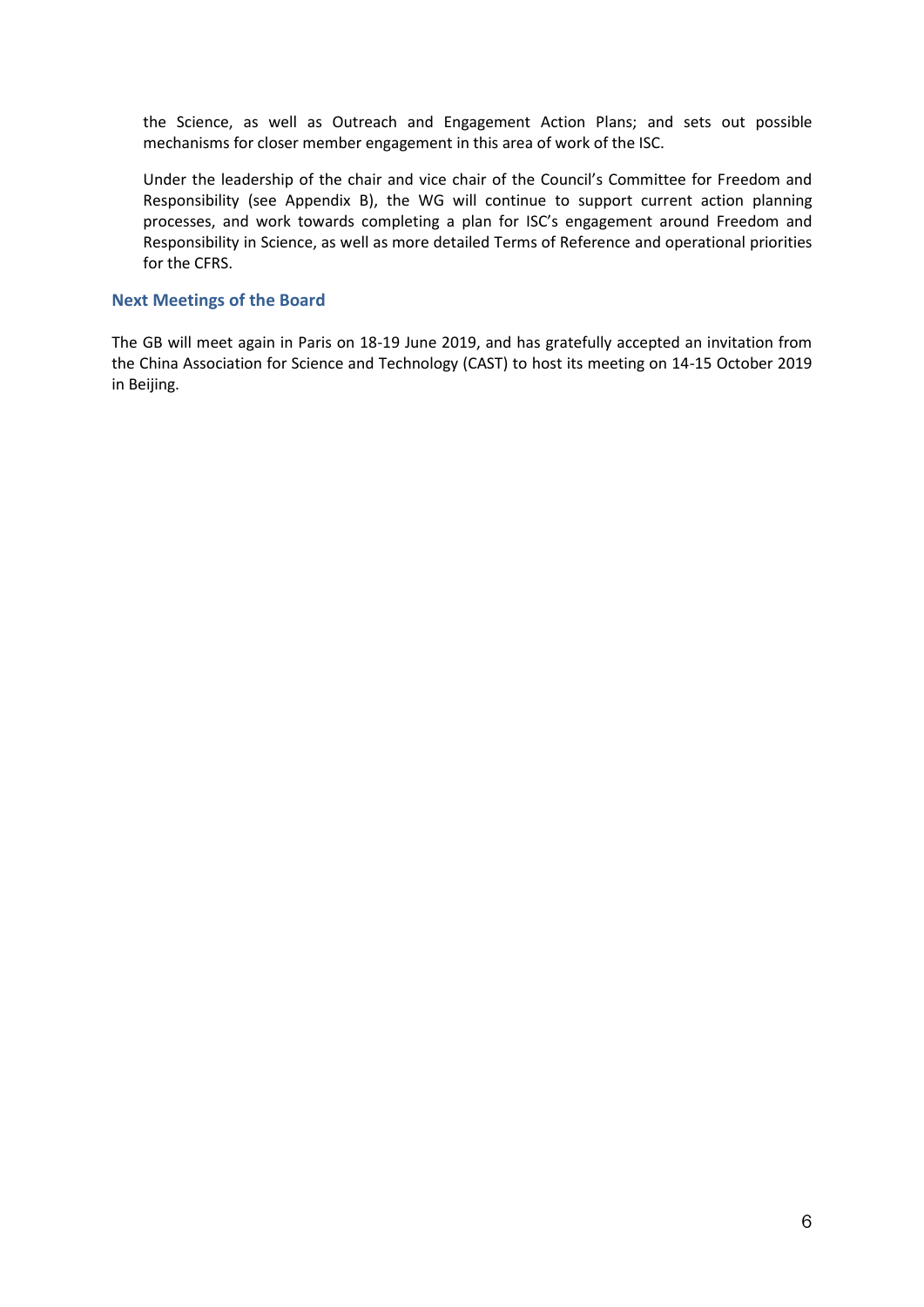the Science, as well as Outreach and Engagement Action Plans; and sets out possible mechanisms for closer member engagement in this area of work of the ISC.

Under the leadership of the chair and vice chair of the Council's Committee for Freedom and Responsibility (see Appendix B), the WG will continue to support current action planning processes, and work towards completing a plan for ISC's engagement around Freedom and Responsibility in Science, as well as more detailed Terms of Reference and operational priorities for the CFRS.

## Next Meetings of the Board

The GB will meet again in Paris on 18-19 June 2019, and has gratefully accepted an invitation from the China Association for Science and Technology (CAST) to host its meeting on 14-15 October 2019 in Beijing.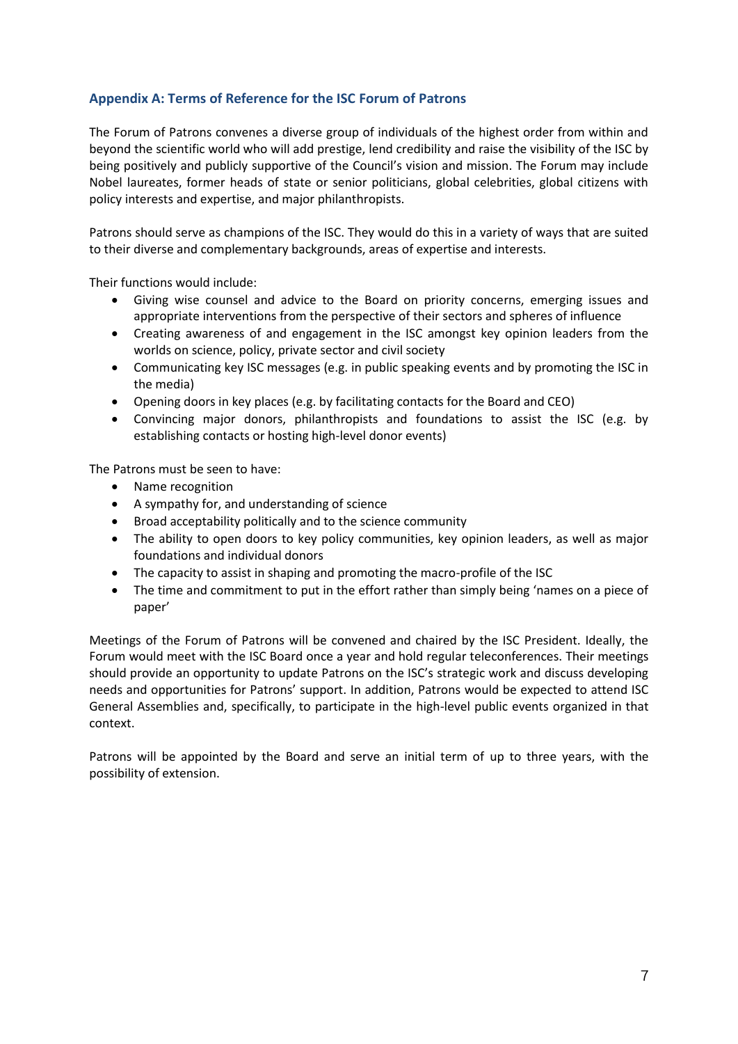## Appendix A: Terms of Reference for the ISC Forum of Patrons

The Forum of Patrons convenes a diverse group of individuals of the highest order from within and beyond the scientific world who will add prestige, lend credibility and raise the visibility of the ISC by being positively and publicly supportive of the Council's vision and mission. The Forum may include Nobel laureates, former heads of state or senior politicians, global celebrities, global citizens with policy interests and expertise, and major philanthropists.

Patrons should serve as champions of the ISC. They would do this in a variety of ways that are suited to their diverse and complementary backgrounds, areas of expertise and interests.

Their functions would include:

- Giving wise counsel and advice to the Board on priority concerns, emerging issues and appropriate interventions from the perspective of their sectors and spheres of influence
- Creating awareness of and engagement in the ISC amongst key opinion leaders from the worlds on science, policy, private sector and civil society
- Communicating key ISC messages (e.g. in public speaking events and by promoting the ISC in the media)
- Opening doors in key places (e.g. by facilitating contacts for the Board and CEO)
- Convincing major donors, philanthropists and foundations to assist the ISC (e.g. by establishing contacts or hosting high-level donor events)

The Patrons must be seen to have:

- Name recognition
- A sympathy for, and understanding of science
- Broad acceptability politically and to the science community
- The ability to open doors to key policy communities, key opinion leaders, as well as major foundations and individual donors
- The capacity to assist in shaping and promoting the macro-profile of the ISC
- The time and commitment to put in the effort rather than simply being 'names on a piece of paper'

Meetings of the Forum of Patrons will be convened and chaired by the ISC President. Ideally, the Forum would meet with the ISC Board once a year and hold regular teleconferences. Their meetings should provide an opportunity to update Patrons on the ISC's strategic work and discuss developing needs and opportunities for Patrons' support. In addition, Patrons would be expected to attend ISC General Assemblies and, specifically, to participate in the high-level public events organized in that context.

Patrons will be appointed by the Board and serve an initial term of up to three years, with the possibility of extension.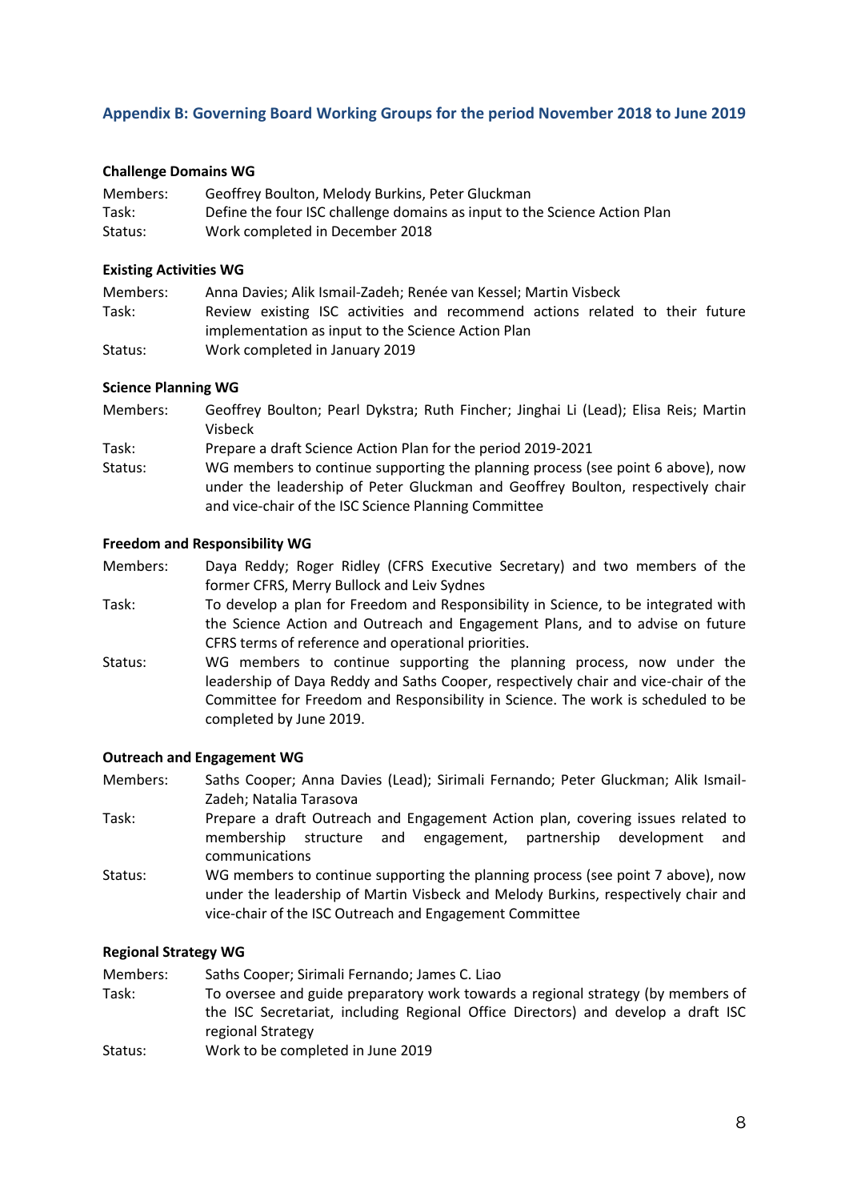## Appendix B: Governing Board Working Groups for the period November 2018 to June 2019

**Challenge Domains WG**

Members: Geoffrey Boulton, Melody Burkins, Peter Gluckman
Task: Define the four ISC challenge domains as input to the Science Action Plan
Status: Work completed in December 2018

**Existing Activities WG**

Members: Anna Davies; Alik Ismail-Zadeh; Renée van Kessel; Martin Visbeck
Task: Review existing ISC activities and recommend actions related to their future implementation as input to the Science Action Plan
Status: Work completed in January 2019

**Science Planning WG**

Members: Geoffrey Boulton; Pearl Dykstra; Ruth Fincher; Jinghai Li (Lead); Elisa Reis; Martin Visbeck
Task: Prepare a draft Science Action Plan for the period 2019-2021
Status: WG members to continue supporting the planning process (see point 6 above), now under the leadership of Peter Gluckman and Geoffrey Boulton, respectively chair and vice-chair of the ISC Science Planning Committee

**Freedom and Responsibility WG**

Members: Daya Reddy; Roger Ridley (CFRS Executive Secretary) and two members of the former CFRS, Merry Bullock and Leiv Sydnes
Task: To develop a plan for Freedom and Responsibility in Science, to be integrated with the Science Action and Outreach and Engagement Plans, and to advise on future CFRS terms of reference and operational priorities.
Status: WG members to continue supporting the planning process, now under the leadership of Daya Reddy and Saths Cooper, respectively chair and vice-chair of the Committee for Freedom and Responsibility in Science. The work is scheduled to be completed by June 2019.

**Outreach and Engagement WG**

Members: Saths Cooper; Anna Davies (Lead); Sirimali Fernando; Peter Gluckman; Alik Ismail-Zadeh; Natalia Tarasova
Task: Prepare a draft Outreach and Engagement Action plan, covering issues related to membership structure and engagement, partnership development and communications
Status: WG members to continue supporting the planning process (see point 7 above), now under the leadership of Martin Visbeck and Melody Burkins, respectively chair and vice-chair of the ISC Outreach and Engagement Committee

**Regional Strategy WG**

Members: Saths Cooper; Sirimali Fernando; James C. Liao
Task: To oversee and guide preparatory work towards a regional strategy (by members of the ISC Secretariat, including Regional Office Directors) and develop a draft ISC regional Strategy
Status: Work to be completed in June 2019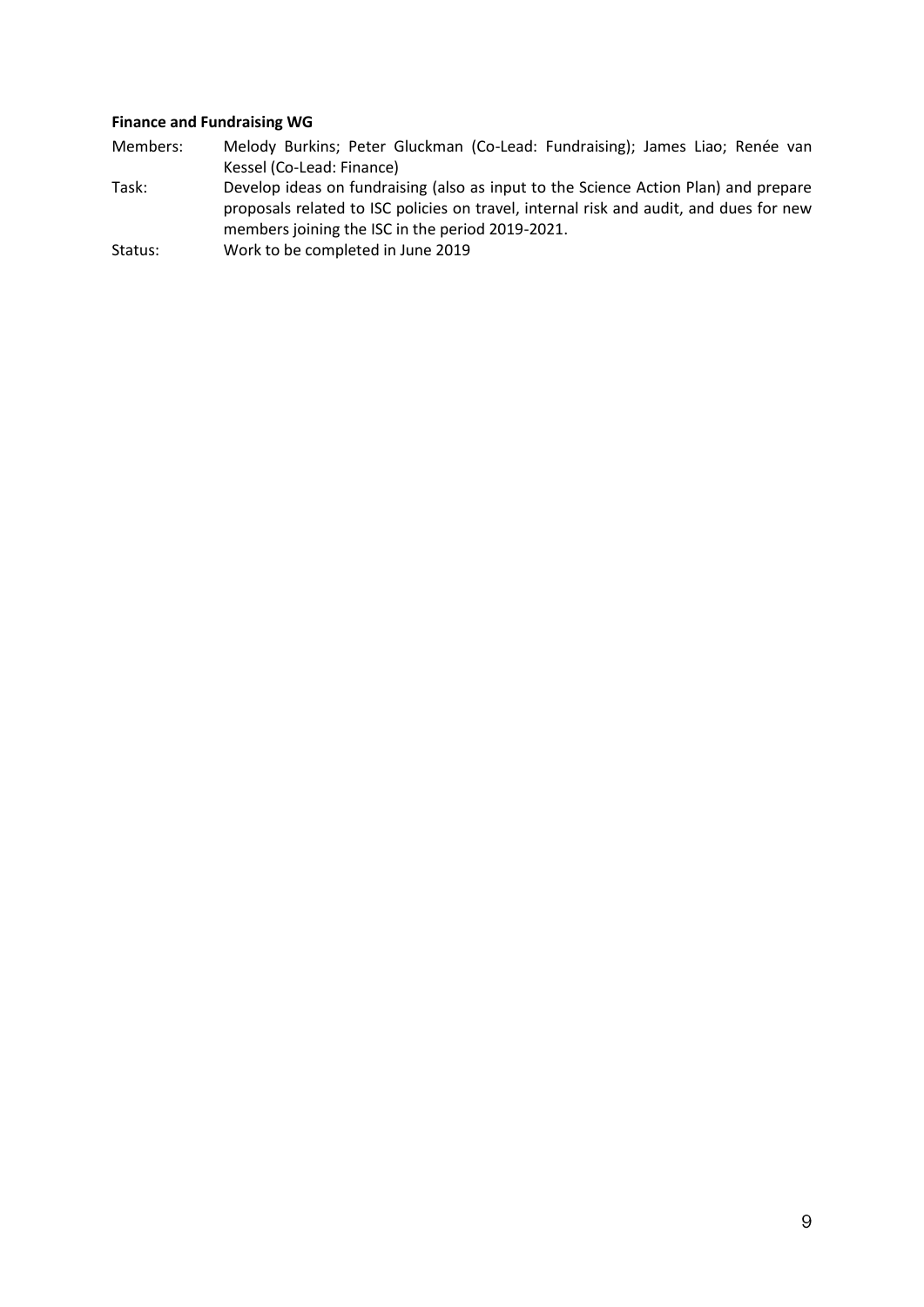**Finance and Fundraising WG**

| | |
|---|---|
| Members: | Melody Burkins; Peter Gluckman (Co-Lead: Fundraising); James Liao; Renée van Kessel (Co-Lead: Finance) |
| Task: | Develop ideas on fundraising (also as input to the Science Action Plan) and prepare proposals related to ISC policies on travel, internal risk and audit, and dues for new members joining the ISC in the period 2019-2021. |
| Status: | Work to be completed in June 2019 |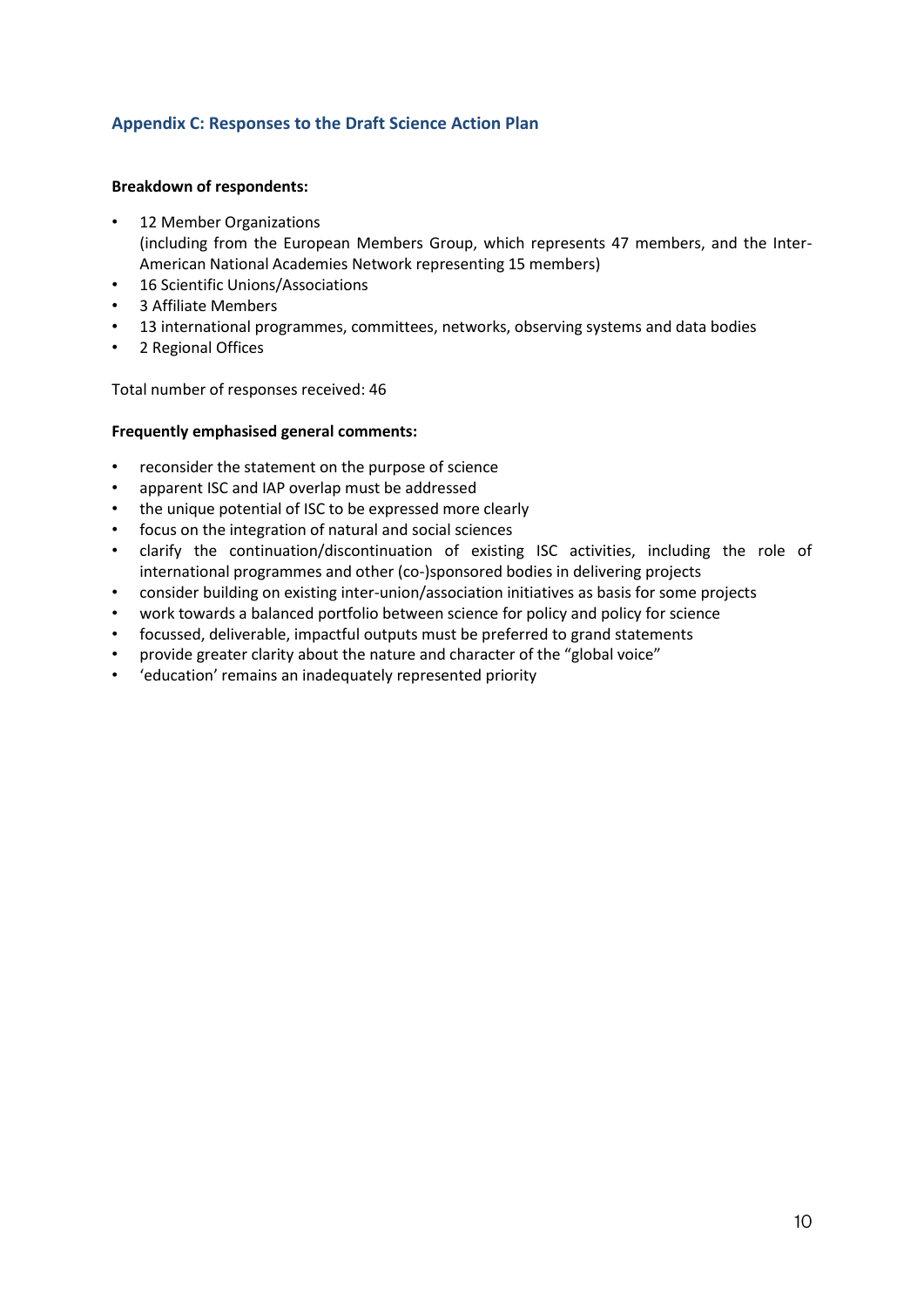## Appendix C: Responses to the Draft Science Action Plan

**Breakdown of respondents:**

- 12 Member Organizations
  (including from the European Members Group, which represents 47 members, and the Inter-American National Academies Network representing 15 members)
- 16 Scientific Unions/Associations
- 3 Affiliate Members
- 13 international programmes, committees, networks, observing systems and data bodies
- 2 Regional Offices

Total number of responses received: 46

**Frequently emphasised general comments:**

- reconsider the statement on the purpose of science
- apparent ISC and IAP overlap must be addressed
- the unique potential of ISC to be expressed more clearly
- focus on the integration of natural and social sciences
- clarify the continuation/discontinuation of existing ISC activities, including the role of international programmes and other (co-)sponsored bodies in delivering projects
- consider building on existing inter-union/association initiatives as basis for some projects
- work towards a balanced portfolio between science for policy and policy for science
- focussed, deliverable, impactful outputs must be preferred to grand statements
- provide greater clarity about the nature and character of the "global voice"
- 'education' remains an inadequately represented priority